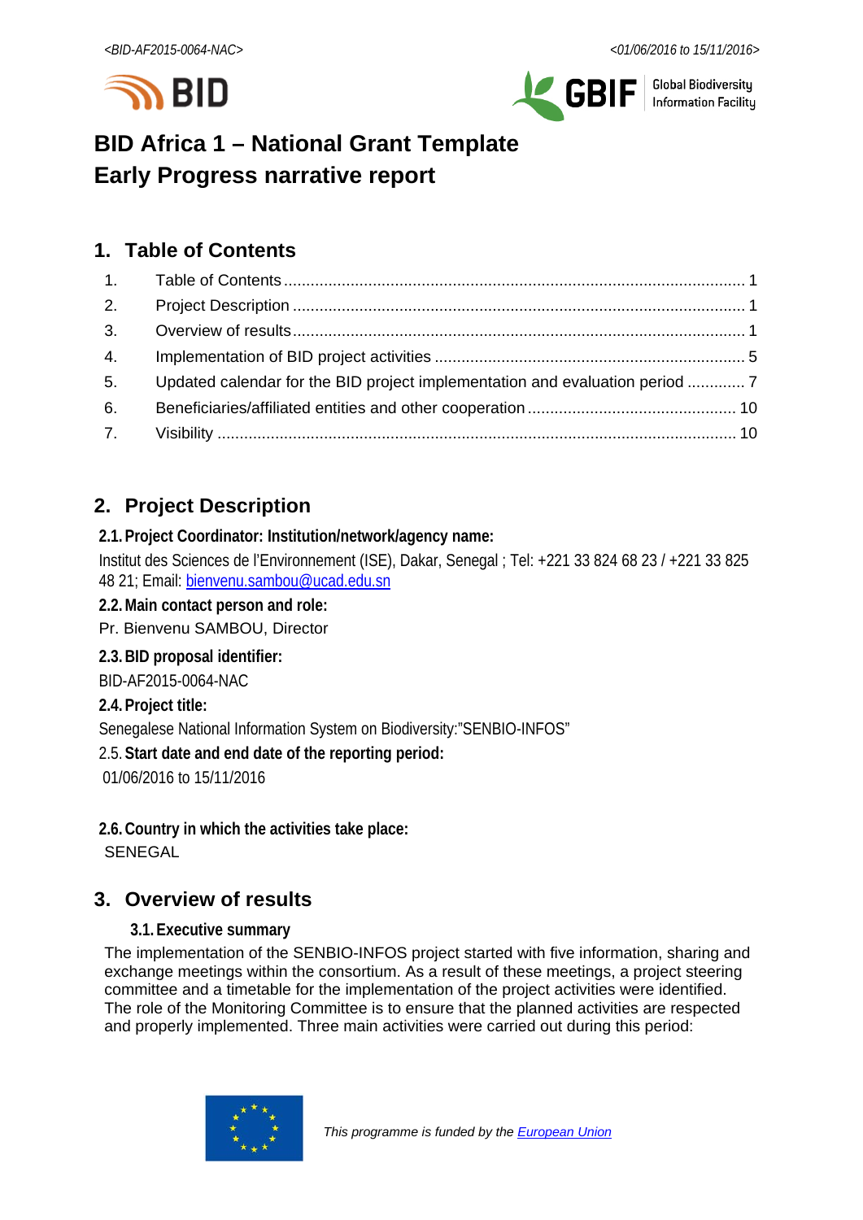# BID Africa 1 – National Grant Template
# Early Progress narrative report

## 1. Table of Contents

1. Table of Contents ..... 1
2. Project Description ..... 1
3. Overview of results ..... 1
4. Implementation of BID project activities ..... 5
5. Updated calendar for the BID project implementation and evaluation period ..... 7
6. Beneficiaries/affiliated entities and other cooperation ..... 10
7. Visibility ..... 10

## 2. Project Description

**2.1. Project Coordinator: Institution/network/agency name:**

Institut des Sciences de l'Environnement (ISE), Dakar, Senegal ; Tel: +221 33 824 68 23 / +221 33 825 48 21; Email: bienvenu.sambou@ucad.edu.sn

**2.2. Main contact person and role:**

Pr. Bienvenu SAMBOU, Director

**2.3. BID proposal identifier:**

BID-AF2015-0064-NAC

**2.4. Project title:**

Senegalese National Information System on Biodiversity:"SENBIO-INFOS"

2.5. **Start date and end date of the reporting period:**

01/06/2016 to 15/11/2016

**2.6. Country in which the activities take place:**

SENEGAL

## 3. Overview of results

### 3.1. Executive summary

The implementation of the SENBIO-INFOS project started with five information, sharing and exchange meetings within the consortium. As a result of these meetings, a project steering committee and a timetable for the implementation of the project activities were identified. The role of the Monitoring Committee is to ensure that the planned activities are respected and properly implemented. Three main activities were carried out during this period:

*This programme is funded by the European Union*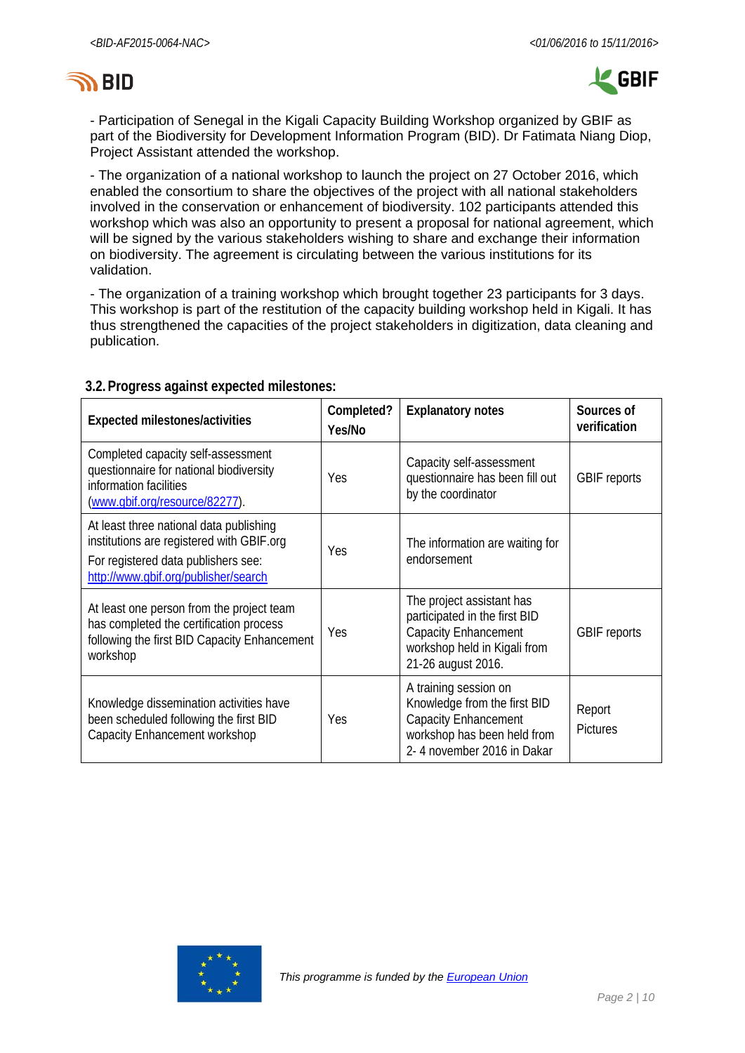- Participation of Senegal in the Kigali Capacity Building Workshop organized by GBIF as part of the Biodiversity for Development Information Program (BID). Dr Fatimata Niang Diop, Project Assistant attended the workshop.

- The organization of a national workshop to launch the project on 27 October 2016, which enabled the consortium to share the objectives of the project with all national stakeholders involved in the conservation or enhancement of biodiversity. 102 participants attended this workshop which was also an opportunity to present a proposal for national agreement, which will be signed by the various stakeholders wishing to share and exchange their information on biodiversity. The agreement is circulating between the various institutions for its validation.

- The organization of a training workshop which brought together 23 participants for 3 days. This workshop is part of the restitution of the capacity building workshop held in Kigali. It has thus strengthened the capacities of the project stakeholders in digitization, data cleaning and publication.

### 3.2. Progress against expected milestones:

| Expected milestones/activities | Completed? Yes/No | Explanatory notes | Sources of verification |
|---|---|---|---|
| Completed capacity self-assessment questionnaire for national biodiversity information facilities (www.gbif.org/resource/82277). | Yes | Capacity self-assessment questionnaire has been fill out by the coordinator | GBIF reports |
| At least three national data publishing institutions are registered with GBIF.org<br>For registered data publishers see: http://www.gbif.org/publisher/search | Yes | The information are waiting for endorsement | |
| At least one person from the project team has completed the certification process following the first BID Capacity Enhancement workshop | Yes | The project assistant has participated in the first BID Capacity Enhancement workshop held in Kigali from 21-26 august 2016. | GBIF reports |
| Knowledge dissemination activities have been scheduled following the first BID Capacity Enhancement workshop | Yes | A training session on Knowledge from the first BID Capacity Enhancement workshop has been held from 2- 4 november 2016 in Dakar | Report<br>Pictures |

*This programme is funded by the European Union*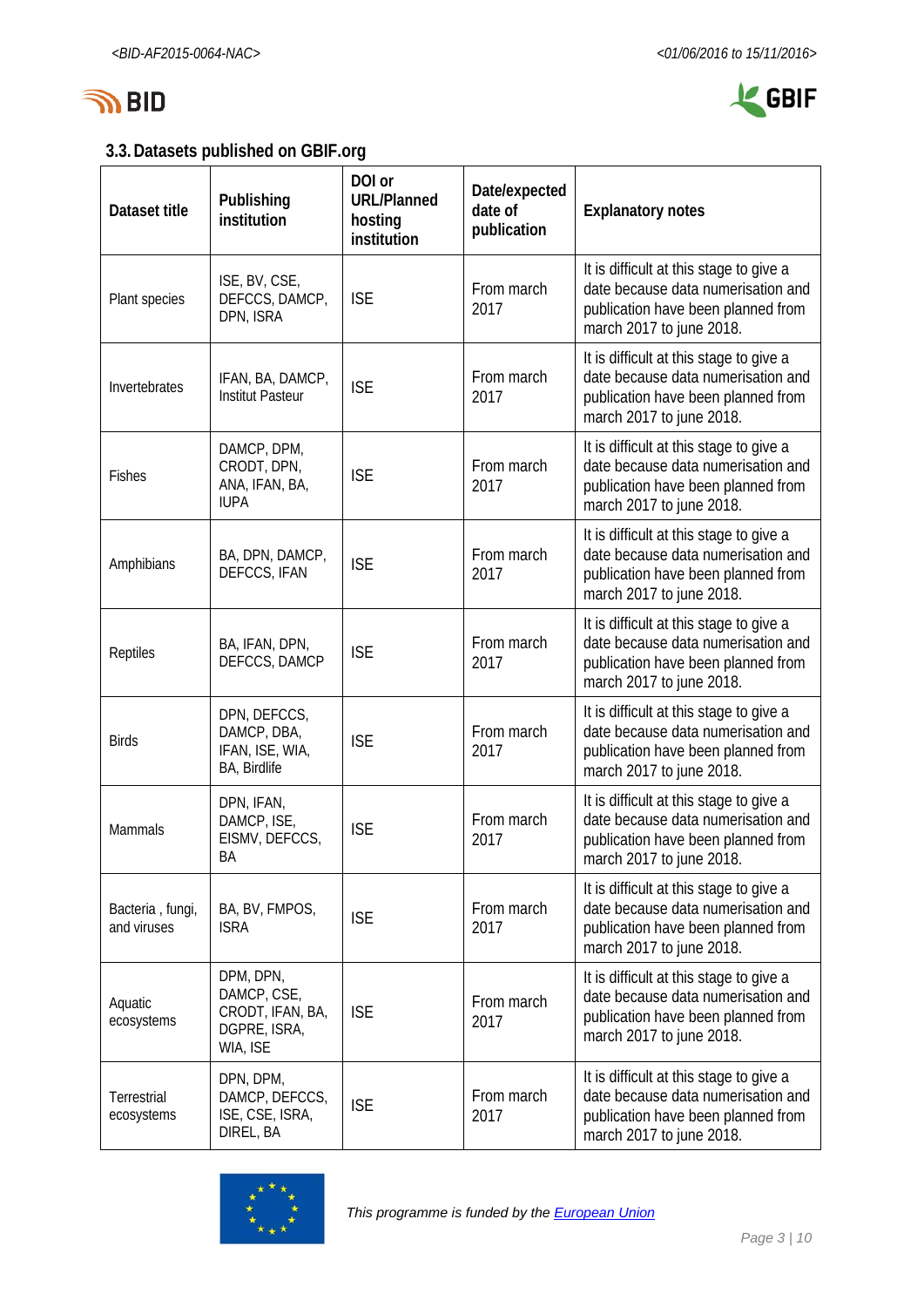### 3.3. Datasets published on GBIF.org

| Dataset title | Publishing institution | DOI or URL/Planned hosting institution | Date/expected date of publication | Explanatory notes |
|---|---|---|---|---|
| Plant species | ISE, BV, CSE, DEFCCS, DAMCP, DPN, ISRA | ISE | From march 2017 | It is difficult at this stage to give a date because data numerisation and publication have been planned from march 2017 to june 2018. |
| Invertebrates | IFAN, BA, DAMCP, Institut Pasteur | ISE | From march 2017 | It is difficult at this stage to give a date because data numerisation and publication have been planned from march 2017 to june 2018. |
| Fishes | DAMCP, DPM, CRODT, DPN, ANA, IFAN, BA, IUPA | ISE | From march 2017 | It is difficult at this stage to give a date because data numerisation and publication have been planned from march 2017 to june 2018. |
| Amphibians | BA, DPN, DAMCP, DEFCCS, IFAN | ISE | From march 2017 | It is difficult at this stage to give a date because data numerisation and publication have been planned from march 2017 to june 2018. |
| Reptiles | BA, IFAN, DPN, DEFCCS, DAMCP | ISE | From march 2017 | It is difficult at this stage to give a date because data numerisation and publication have been planned from march 2017 to june 2018. |
| Birds | DPN, DEFCCS, DAMCP, DBA, IFAN, ISE, WIA, BA, Birdlife | ISE | From march 2017 | It is difficult at this stage to give a date because data numerisation and publication have been planned from march 2017 to june 2018. |
| Mammals | DPN, IFAN, DAMCP, ISE, EISMV, DEFCCS, BA | ISE | From march 2017 | It is difficult at this stage to give a date because data numerisation and publication have been planned from march 2017 to june 2018. |
| Bacteria , fungi, and viruses | BA, BV, FMPOS, ISRA | ISE | From march 2017 | It is difficult at this stage to give a date because data numerisation and publication have been planned from march 2017 to june 2018. |
| Aquatic ecosystems | DPM, DPN, DAMCP, CSE, CRODT, IFAN, BA, DGPRE, ISRA, WIA, ISE | ISE | From march 2017 | It is difficult at this stage to give a date because data numerisation and publication have been planned from march 2017 to june 2018. |
| Terrestrial ecosystems | DPN, DPM, DAMCP, DEFCCS, ISE, CSE, ISRA, DIREL, BA | ISE | From march 2017 | It is difficult at this stage to give a date because data numerisation and publication have been planned from march 2017 to june 2018. |

*This programme is funded by the European Union*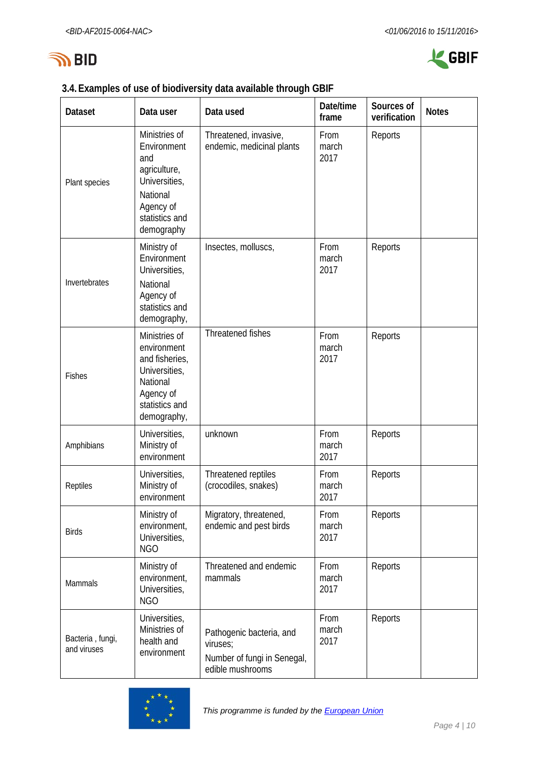## 3.4. Examples of use of biodiversity data available through GBIF

| Dataset | Data user | Data used | Date/time frame | Sources of verification | Notes |
|---|---|---|---|---|---|
| Plant species | Ministries of Environment and agriculture, Universities, National Agency of statistics and demography | Threatened, invasive, endemic, medicinal plants | From march 2017 | Reports | |
| Invertebrates | Ministry of Environment Universities, National Agency of statistics and demography, | Insectes, molluscs, | From march 2017 | Reports | |
| Fishes | Ministries of environment and fisheries, Universities, National Agency of statistics and demography, | Threatened fishes | From march 2017 | Reports | |
| Amphibians | Universities, Ministry of environment | unknown | From march 2017 | Reports | |
| Reptiles | Universities, Ministry of environment | Threatened reptiles (crocodiles, snakes) | From march 2017 | Reports | |
| Birds | Ministry of environment, Universities, NGO | Migratory, threatened, endemic and pest birds | From march 2017 | Reports | |
| Mammals | Ministry of environment, Universities, NGO | Threatened and endemic mammals | From march 2017 | Reports | |
| Bacteria , fungi, and viruses | Universities, Ministries of health and environment | Pathogenic bacteria, and viruses;<br>Number of fungi in Senegal, edible mushrooms | From march 2017 | Reports | |

*This programme is funded by the European Union*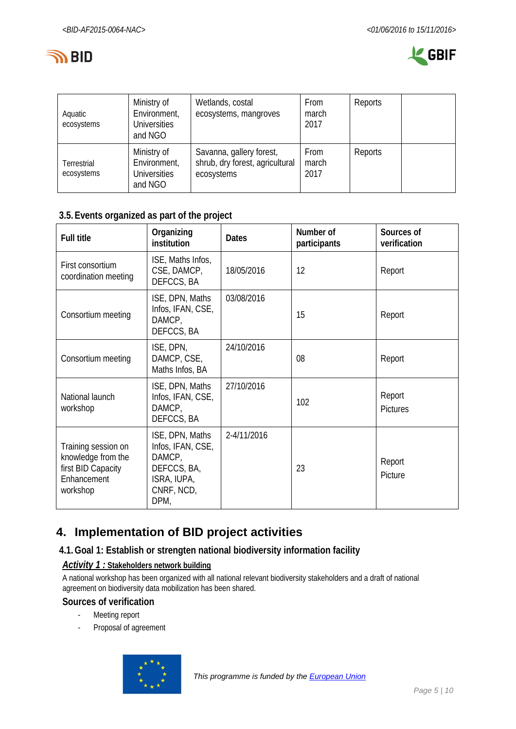| Aquatic ecosystems | Ministry of Environment, Universities and NGO | Wetlands, costal ecosystems, mangroves | From march 2017 | Reports | |
|---|---|---|---|---|---|
| Terrestrial ecosystems | Ministry of Environment, Universities and NGO | Savanna, gallery forest, shrub, dry forest, agricultural ecosystems | From march 2017 | Reports | |

### 3.5. Events organized as part of the project

| Full title | Organizing institution | Dates | Number of participants | Sources of verification |
|---|---|---|---|---|
| First consortium coordination meeting | ISE, Maths Infos, CSE, DAMCP, DEFCCS, BA | 18/05/2016 | 12 | Report |
| Consortium meeting | ISE, DPN, Maths Infos, IFAN, CSE, DAMCP, DEFCCS, BA | 03/08/2016 | 15 | Report |
| Consortium meeting | ISE, DPN, DAMCP, CSE, Maths Infos, BA | 24/10/2016 | 08 | Report |
| National launch workshop | ISE, DPN, Maths Infos, IFAN, CSE, DAMCP, DEFCCS, BA | 27/10/2016 | 102 | Report<br>Pictures |
| Training session on knowledge from the first BID Capacity Enhancement workshop | ISE, DPN, Maths Infos, IFAN, CSE, DAMCP, DEFCCS, BA, ISRA, IUPA, CNRF, NCD, DPM, | 2-4/11/2016 | 23 | Report<br>Picture |

## 4. Implementation of BID project activities

### 4.1. Goal 1: Establish or strengten national biodiversity information facility

***Activity 1 :* Stakeholders network building**

A national workshop has been organized with all national relevant biodiversity stakeholders and a draft of national agreement on biodiversity data mobilization has been shared.

**Sources of verification**

- Meeting report
- Proposal of agreement

*This programme is funded by the European Union*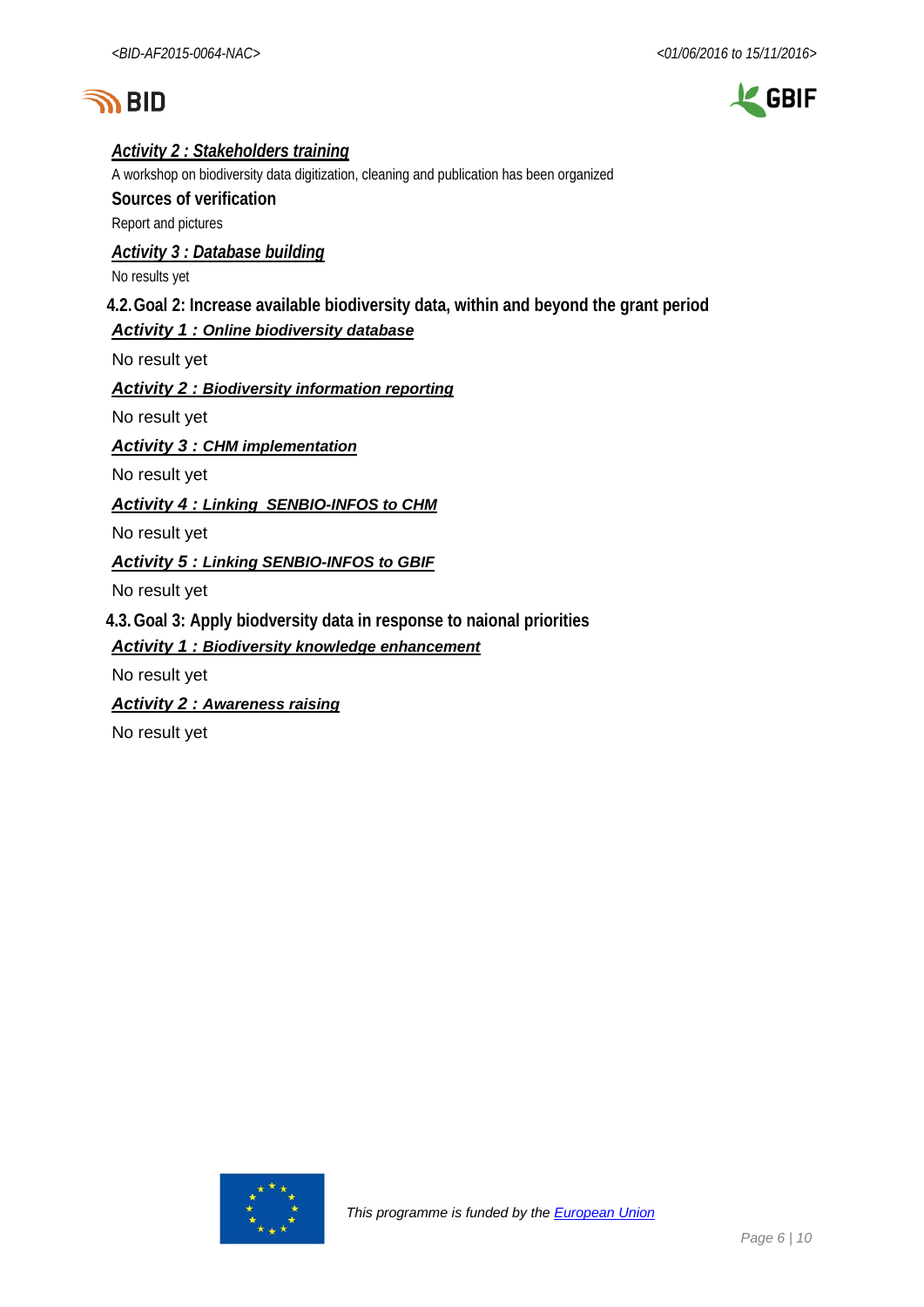***Activity 2 : Stakeholders training***

A workshop on biodiversity data digitization, cleaning and publication has been organized

**Sources of verification**

Report and pictures

***Activity 3 : Database building***

No results yet

### 4.2. Goal 2: Increase available biodiversity data, within and beyond the grant period

***Activity 1 : Online biodiversity database***

No result yet

***Activity 2 : Biodiversity information reporting***

No result yet

***Activity 3 : CHM implementation***

No result yet

***Activity 4 : Linking SENBIO-INFOS to CHM***

No result yet

***Activity 5 : Linking SENBIO-INFOS to GBIF***

No result yet

### 4.3. Goal 3: Apply biodversity data in response to naional priorities

***Activity 1 : Biodiversity knowledge enhancement***

No result yet

***Activity 2 : Awareness raising***

No result yet

*This programme is funded by the European Union*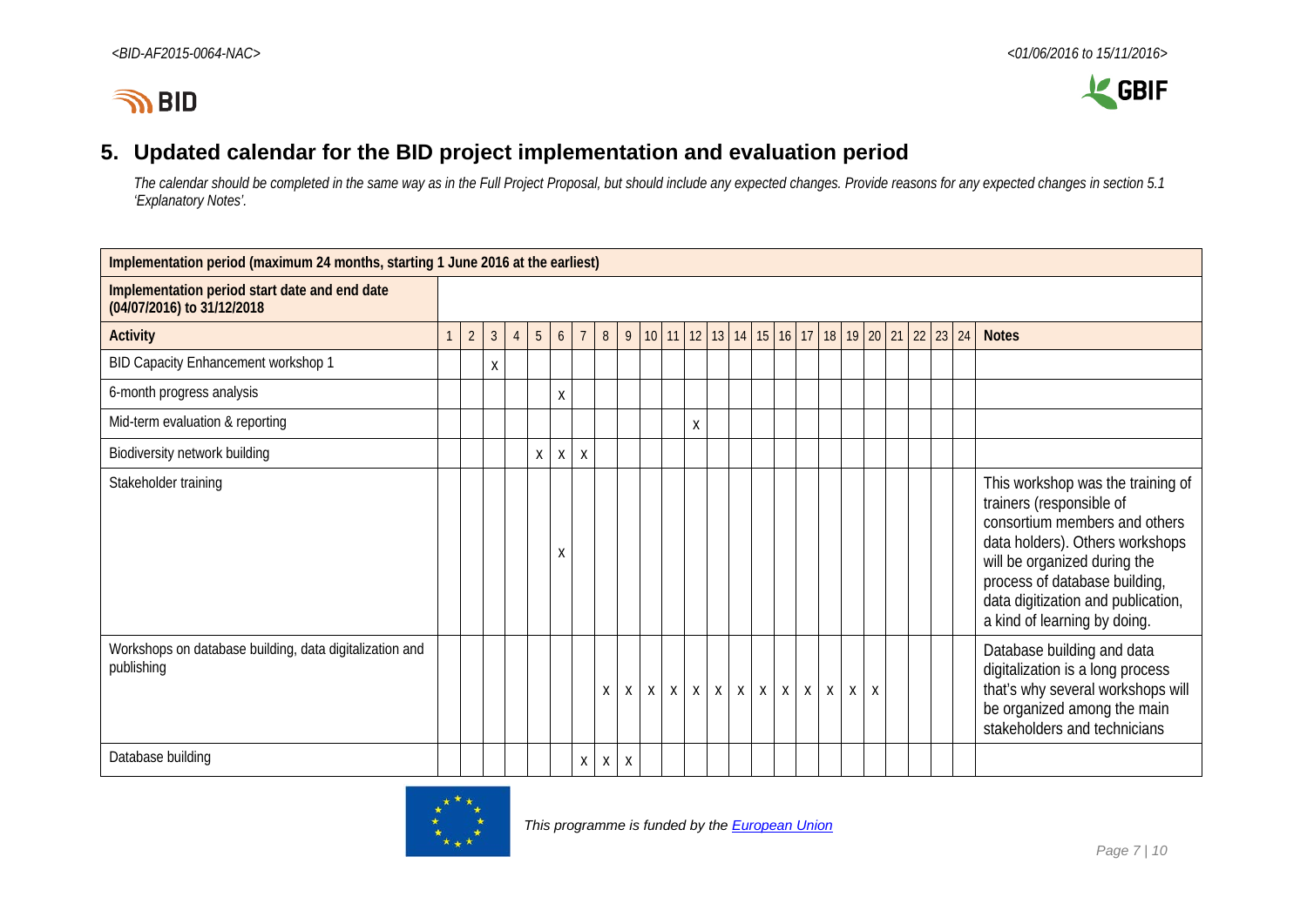## 5. Updated calendar for the BID project implementation and evaluation period

*The calendar should be completed in the same way as in the Full Project Proposal, but should include any expected changes. Provide reasons for any expected changes in section 5.1 'Explanatory Notes'.*

| **Implementation period (maximum 24 months, starting 1 June 2016 at the earliest)** | | | | | | | | | | | | | | | | | | | | | | | | | |
|---|---|---|---|---|---|---|---|---|---|---|---|---|---|---|---|---|---|---|---|---|---|---|---|---|---|
| **Implementation period start date and end date (04/07/2016) to 31/12/2018** | | | | | | | | | | | | | | | | | | | | | | | | | |
| **Activity** | 1 | 2 | 3 | 4 | 5 | 6 | 7 | 8 | 9 | 10 | 11 | 12 | 13 | 14 | 15 | 16 | 17 | 18 | 19 | 20 | 21 | 22 | 23 | 24 | **Notes** |
| BID Capacity Enhancement workshop 1 | | | X | | | | | | | | | | | | | | | | | | | | | | |
| 6-month progress analysis | | | | | | X | | | | | | | | | | | | | | | | | | | |
| Mid-term evaluation & reporting | | | | | | | | | | | | X | | | | | | | | | | | | | |
| Biodiversity network building | | | | | X | X | X | | | | | | | | | | | | | | | | | | |
| Stakeholder training | | | | | | X | | | | | | | | | | | | | | | | | | | This workshop was the training of trainers (responsible of consortium members and others data holders). Others workshops will be organized during the process of database building, data digitization and publication, a kind of learning by doing. |
| Workshops on database building, data digitalization and publishing | | | | | | | | X | X | X | X | X | X | X | X | X | X | X | X | X | | | | | Database building and data digitalization is a long process that's why several workshops will be organized among the main stakeholders and technicians |
| Database building | | | | | | | X | X | X | | | | | | | | | | | | | | | | |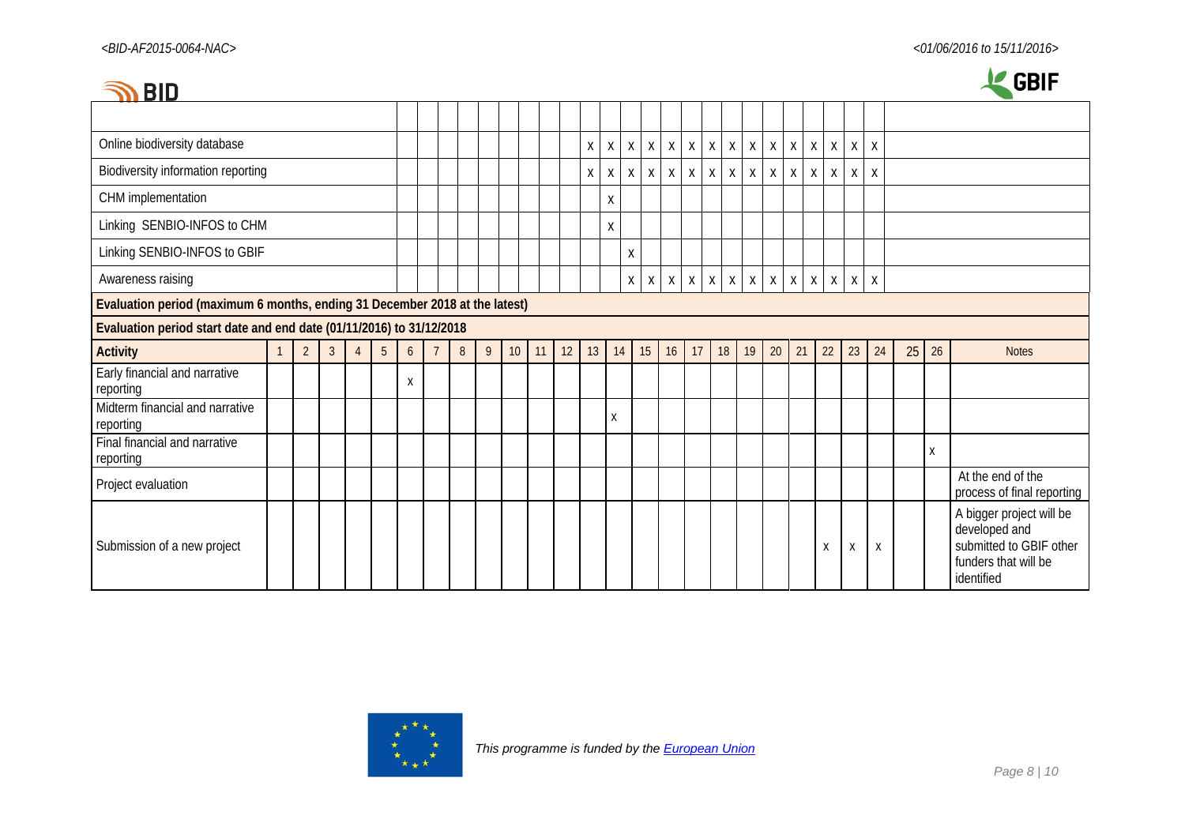| | | | | | | | | | | | | | | | | | | | | | | | | | | | | | | | |
|---|---|---|---|---|---|---|---|---|---|---|---|---|---|---|---|---|---|---|---|---|---|---|---|---|---|---|---|---|---|---|---|
| Online biodiversity database | | | | | | | | | | | | | | | X | X | X | X | X | X | X | X | X | X | X | X | X | X | X | |
| Biodiversity information reporting | | | | | | | | | | | | | | | X | X | X | X | X | X | X | X | X | X | X | X | X | X | X | |
| CHM implementation | | | | | | | | | | | | | | | | X | | | | | | | | | | | | | | |
| Linking SENBIO-INFOS to CHM | | | | | | | | | | | | | | | | X | | | | | | | | | | | | | | |
| Linking SENBIO-INFOS to GBIF | | | | | | | | | | | | | | | | | X | | | | | | | | | | | | | |
| Awareness raising | | | | | | | | | | | | | | | | | X | X | X | X | X | X | X | X | X | X | X | X | X | |

| **Evaluation period (maximum 6 months, ending 31 December 2018 at the latest)** | | | | | | | | | | | | | | | | | | | | | | | | | | | |
|---|---|---|---|---|---|---|---|---|---|---|---|---|---|---|---|---|---|---|---|---|---|---|---|---|---|---|---|
| **Evaluation period start date and end date (01/11/2016) to 31/12/2018** | | | | | | | | | | | | | | | | | | | | | | | | | | | |
| **Activity** | 1 | 2 | 3 | 4 | 5 | 6 | 7 | 8 | 9 | 10 | 11 | 12 | 13 | 14 | 15 | 16 | 17 | 18 | 19 | 20 | 21 | 22 | 23 | 24 | 25 | 26 | Notes |
| Early financial and narrative reporting | | | | | | X | | | | | | | | | | | | | | | | | | | | | |
| Midterm financial and narrative reporting | | | | | | | | | | | | | | X | | | | | | | | | | | | | |
| Final financial and narrative reporting | | | | | | | | | | | | | | | | | | | | | | | | | | X | |
| Project evaluation | | | | | | | | | | | | | | | | | | | | | | | | | | | At the end of the process of final reporting |
| Submission of a new project | | | | | | | | | | | | | | | | | | | | | | X | X | X | | | A bigger project will be developed and submitted to GBIF other funders that will be identified |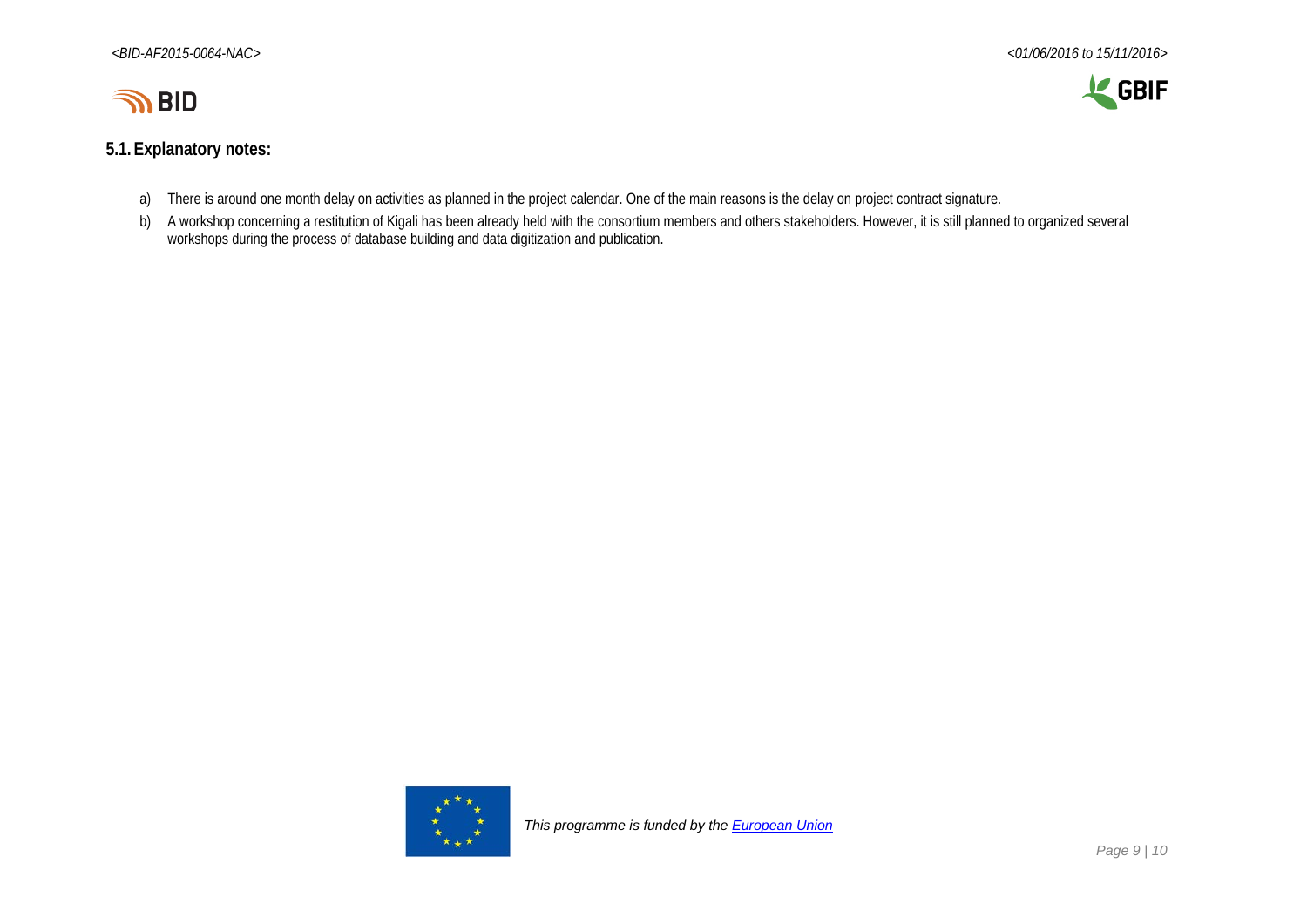## 5.1. Explanatory notes:

a) There is around one month delay on activities as planned in the project calendar. One of the main reasons is the delay on project contract signature.

b) A workshop concerning a restitution of Kigali has been already held with the consortium members and others stakeholders. However, it is still planned to organized several workshops during the process of database building and data digitization and publication.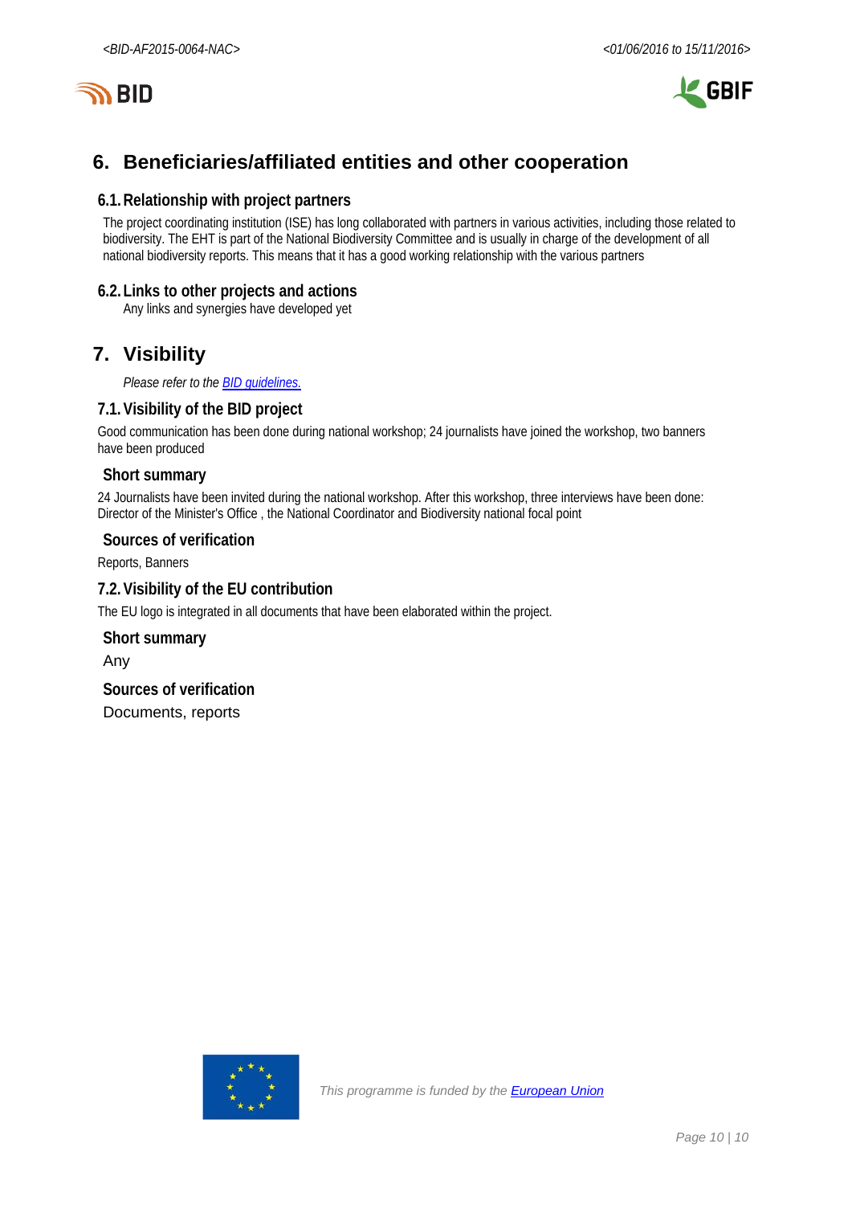## 6. Beneficiaries/affiliated entities and other cooperation

### 6.1. Relationship with project partners

The project coordinating institution (ISE) has long collaborated with partners in various activities, including those related to biodiversity. The EHT is part of the National Biodiversity Committee and is usually in charge of the development of all national biodiversity reports. This means that it has a good working relationship with the various partners

### 6.2. Links to other projects and actions

Any links and synergies have developed yet

## 7. Visibility

*Please refer to the [BID guidelines.](BID guidelines.)*

### 7.1. Visibility of the BID project

Good communication has been done during national workshop; 24 journalists have joined the workshop, two banners have been produced

#### Short summary

24 Journalists have been invited during the national workshop. After this workshop, three interviews have been done: Director of the Minister's Office , the National Coordinator and Biodiversity national focal point

#### Sources of verification

Reports, Banners

### 7.2. Visibility of the EU contribution

The EU logo is integrated in all documents that have been elaborated within the project.

#### Short summary

Any

#### Sources of verification

Documents, reports

*This programme is funded by the European Union*